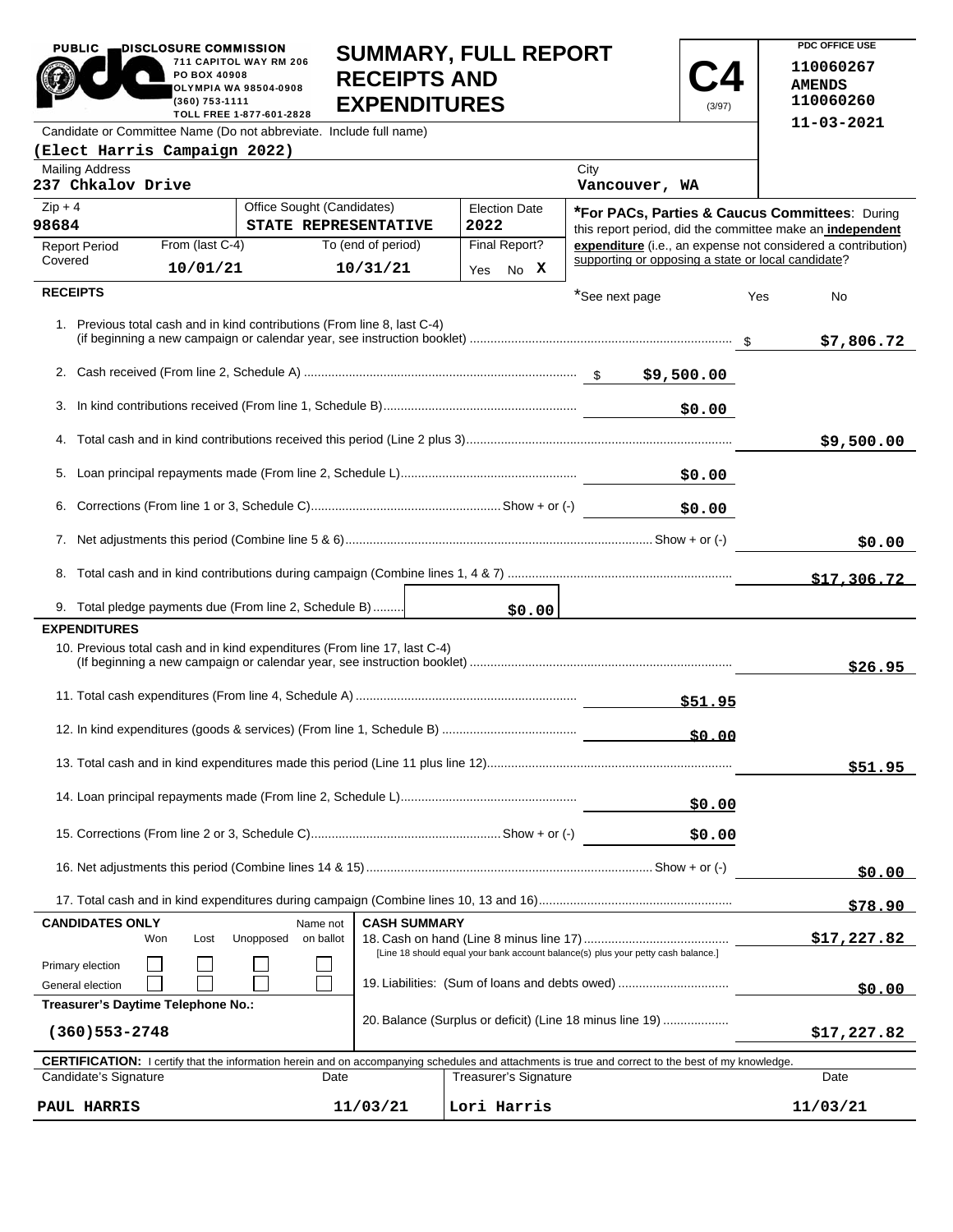PUBLIC DISCLOSURE COMMISSION
711 CAPITOL WAY RM 206
PO BOX 40908
OLYMPIA WA 98504-0908
(360) 753-1111
TOLL FREE 1-877-601-2828

# SUMMARY, FULL REPORT RECEIPTS AND EXPENDITURES

**C4** (3/97)

PDC OFFICE USE
110060267
AMENDS
110060260
11-03-2021

Candidate or Committee Name (Do not abbreviate. Include full name)
**(Elect Harris Campaign 2022)**

Mailing Address: **237 Chkalov Drive**
City: **Vancouver, WA**

Zip + 4: **98684**
Office Sought (Candidates): **STATE REPRESENTATIVE**
Election Date: **2022**

Report Period Covered: From (last C-4) **10/01/21** To (end of period) **10/31/21**
Final Report? Yes No **X**

***For PACs, Parties & Caucus Committees**: During this report period, did the committee make an **independent expenditure** (i.e., an expense not considered a contribution) supporting or opposing a state or local candidate? Yes No

*See next page

## RECEIPTS

| Line | Description | Amount | Total |
|---|---|---|---|
| 1. | Previous total cash and in kind contributions (From line 8, last C-4) (if beginning a new campaign or calendar year, see instruction booklet) | | $7,806.72 |
| 2. | Cash received (From line 2, Schedule A) | $9,500.00 | |
| 3. | In kind contributions received (From line 1, Schedule B) | $0.00 | |
| 4. | Total cash and in kind contributions received this period (Line 2 plus 3) | | $9,500.00 |
| 5. | Loan principal repayments made (From line 2, Schedule L) | $0.00 | |
| 6. | Corrections (From line 1 or 3, Schedule C) Show + or (-) | $0.00 | |
| 7. | Net adjustments this period (Combine line 5 & 6) Show + or (-) | | $0.00 |
| 8. | Total cash and in kind contributions during campaign (Combine lines 1, 4 & 7) | | $17,306.72 |
| 9. | Total pledge payments due (From line 2, Schedule B) | $0.00 | |

## EXPENDITURES

| Line | Description | Amount | Total |
|---|---|---|---|
| 10. | Previous total cash and in kind expenditures (From line 17, last C-4) (If beginning a new campaign or calendar year, see instruction booklet) | | $26.95 |
| 11. | Total cash expenditures (From line 4, Schedule A) | $51.95 | |
| 12. | In kind expenditures (goods & services) (From line 1, Schedule B) | $0.00 | |
| 13. | Total cash and in kind expenditures made this period (Line 11 plus line 12) | | $51.95 |
| 14. | Loan principal repayments made (From line 2, Schedule L) | $0.00 | |
| 15. | Corrections (From line 2 or 3, Schedule C) Show + or (-) | $0.00 | |
| 16. | Net adjustments this period (Combine lines 14 & 15) Show + or (-) | | $0.00 |
| 17. | Total cash and in kind expenditures during campaign (Combine lines 10, 13 and 16) | | $78.90 |

**CANDIDATES ONLY**

| | Won | Lost | Unopposed | Name not on ballot |
|---|---|---|---|---|
| Primary election | ☐ | ☐ | ☐ | ☐ |
| General election | ☐ | ☐ | ☐ | ☐ |

**Treasurer's Daytime Telephone No.:** (360)553-2748

**CASH SUMMARY**

| Line | Description | Total |
|---|---|---|
| 18. | Cash on hand (Line 8 minus line 17) [Line 18 should equal your bank account balance(s) plus your petty cash balance.] | $17,227.82 |
| 19. | Liabilities: (Sum of loans and debts owed) | $0.00 |
| 20. | Balance (Surplus or deficit) (Line 18 minus line 19) | $17,227.82 |

**CERTIFICATION:** I certify that the information herein and on accompanying schedules and attachments is true and correct to the best of my knowledge.

| Candidate's Signature | Date | Treasurer's Signature | Date |
|---|---|---|---|
| PAUL HARRIS | 11/03/21 | Lori Harris | 11/03/21 |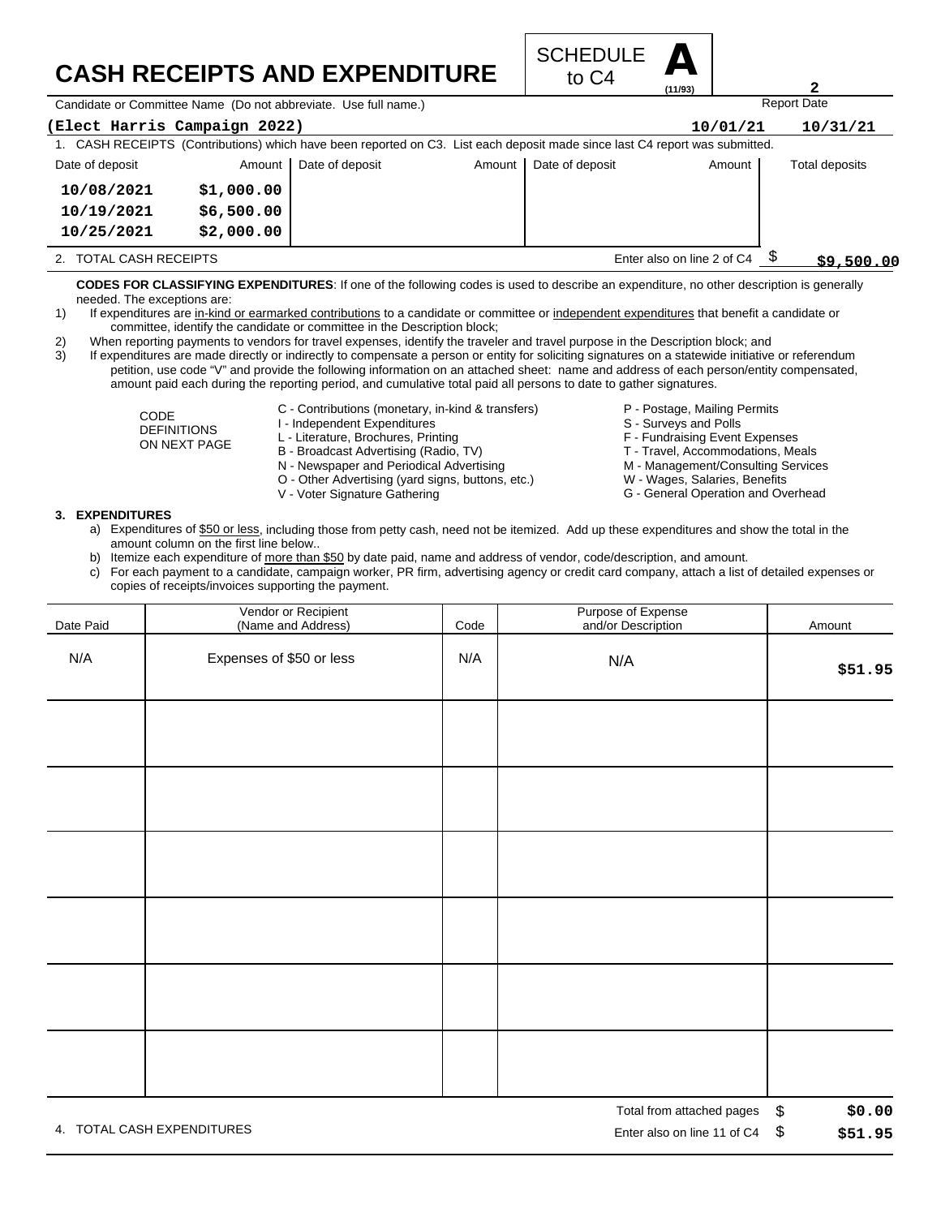# CASH RECEIPTS AND EXPENDITURE

SCHEDULE **A** to C4 (11/93)

2

Candidate or Committee Name (Do not abbreviate. Use full name.) Report Date

**(Elect Harris Campaign 2022)** **10/01/21** **10/31/21**

1. CASH RECEIPTS (Contributions) which have been reported on C3. List each deposit made since last C4 report was submitted.

| Date of deposit | Amount | Date of deposit | Amount | Date of deposit | Amount | Total deposits |
|---|---|---|---|---|---|---|
| 10/08/2021 | $1,000.00 | | | | | |
| 10/19/2021 | $6,500.00 | | | | | |
| 10/25/2021 | $2,000.00 | | | | | |

2. TOTAL CASH RECEIPTS Enter also on line 2 of C4 $ **$9,500.00**

**CODES FOR CLASSIFYING EXPENDITURES**: If one of the following codes is used to describe an expenditure, no other description is generally needed. The exceptions are:

1) If expenditures are in-kind or earmarked contributions to a candidate or committee or independent expenditures that benefit a candidate or committee, identify the candidate or committee in the Description block;
2) When reporting payments to vendors for travel expenses, identify the traveler and travel purpose in the Description block; and
3) If expenditures are made directly or indirectly to compensate a person or entity for soliciting signatures on a statewide initiative or referendum petition, use code "V" and provide the following information on an attached sheet: name and address of each person/entity compensated, amount paid each during the reporting period, and cumulative total paid all persons to date to gather signatures.

CODE DEFINITIONS ON NEXT PAGE

- C - Contributions (monetary, in-kind & transfers)
- I - Independent Expenditures
- L - Literature, Brochures, Printing
- B - Broadcast Advertising (Radio, TV)
- N - Newspaper and Periodical Advertising
- O - Other Advertising (yard signs, buttons, etc.)
- V - Voter Signature Gathering
- P - Postage, Mailing Permits
- S - Surveys and Polls
- F - Fundraising Event Expenses
- T - Travel, Accommodations, Meals
- M - Management/Consulting Services
- W - Wages, Salaries, Benefits
- G - General Operation and Overhead

**3. EXPENDITURES**

a) Expenditures of $50 or less, including those from petty cash, need not be itemized. Add up these expenditures and show the total in the amount column on the first line below..
b) Itemize each expenditure of more than $50 by date paid, name and address of vendor, code/description, and amount.
c) For each payment to a candidate, campaign worker, PR firm, advertising agency or credit card company, attach a list of detailed expenses or copies of receipts/invoices supporting the payment.

| Date Paid | Vendor or Recipient (Name and Address) | Code | Purpose of Expense and/or Description | Amount |
|---|---|---|---|---|
| N/A | Expenses of $50 or less | N/A | N/A | $51.95 |
| | | | | |
| | | | | |
| | | | | |
| | | | | |
| | | | | |
| | | | | |

Total from attached pages $ **$0.00**

4. TOTAL CASH EXPENDITURES Enter also on line 11 of C4 $ **$51.95**